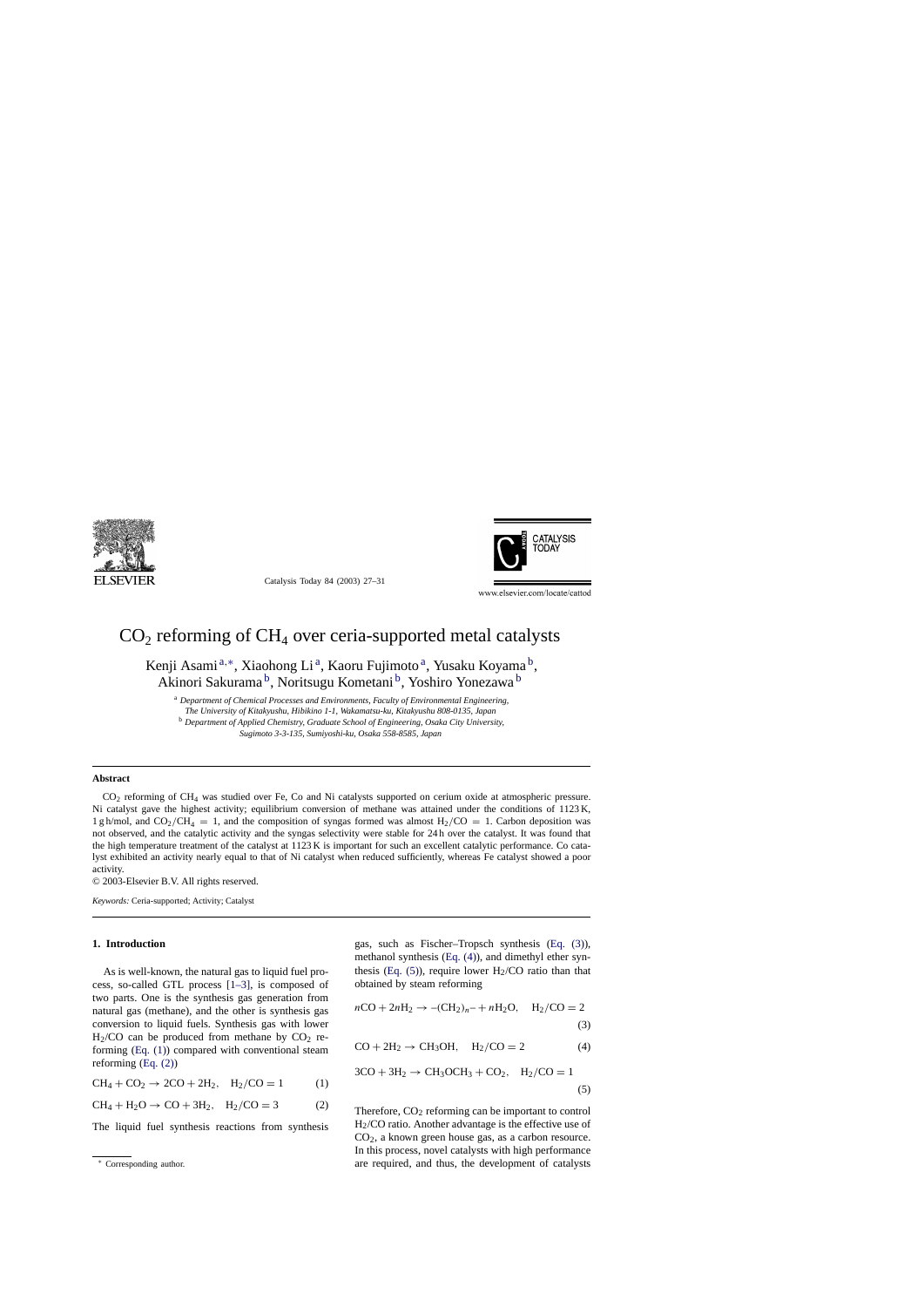# $CO_2$ reforming of $CH_4$ over ceria-supported metal catalysts

Kenji Asami [a,*], Xiaohong Li [a], Kaoru Fujimoto [a], Yusaku Koyama [b], Akinori Sakurama [b], Noritsugu Kometani [b], Yoshiro Yonezawa [b]

[a] *Department of Chemical Processes and Environments, Faculty of Environmental Engineering, The University of Kitakyushu, Hibikino 1-1, Wakamatsu-ku, Kitakyushu 808-0135, Japan*

[b] *Department of Applied Chemistry, Graduate School of Engineering, Osaka City University, Sugimoto 3-3-135, Sumiyoshi-ku, Osaka 558-8585, Japan*

## Abstract

$CO_2$ reforming of $CH_4$ was studied over Fe, Co and Ni catalysts supported on cerium oxide at atmospheric pressure. Ni catalyst gave the highest activity; equilibrium conversion of methane was attained under the conditions of 1123 K, 1 g h/mol, and $CO_2/CH_4 = 1$, and the composition of syngas formed was almost $H_2/CO = 1$. Carbon deposition was not observed, and the catalytic activity and the syngas selectivity were stable for 24 h over the catalyst. It was found that the high temperature treatment of the catalyst at 1123 K is important for such an excellent catalytic performance. Co catalyst exhibited an activity nearly equal to that of Ni catalyst when reduced sufficiently, whereas Fe catalyst showed a poor activity.

© 2003-Elsevier B.V. All rights reserved.

*Keywords:* Ceria-supported; Activity; Catalyst

## 1. Introduction

As is well-known, the natural gas to liquid fuel process, so-called GTL process [1–3], is composed of two parts. One is the synthesis gas generation from natural gas (methane), and the other is synthesis gas conversion to liquid fuels. Synthesis gas with lower $H_2/CO$ can be produced from methane by $CO_2$ reforming (Eq. (1)) compared with conventional steam reforming (Eq. (2))

$$CH_4 + CO_2 \rightarrow 2CO + 2H_2, \quad H_2/CO = 1 \tag{1}$$

$$CH_4 + H_2O \rightarrow CO + 3H_2, \quad H_2/CO = 3 \tag{2}$$

The liquid fuel synthesis reactions from synthesis gas, such as Fischer–Tropsch synthesis (Eq. (3)), methanol synthesis (Eq. (4)), and dimethyl ether synthesis (Eq. (5)), require lower $H_2/CO$ ratio than that obtained by steam reforming

$$n\mathrm{CO} + 2n\mathrm{H}_2 \rightarrow -(\mathrm{CH}_2)_n- + n\mathrm{H}_2\mathrm{O}, \quad H_2/CO = 2 \tag{3}$$

$$CO + 2H_2 \rightarrow CH_3OH, \quad H_2/CO = 2 \tag{4}$$

$$3CO + 3H_2 \rightarrow CH_3OCH_3 + CO_2, \quad H_2/CO = 1 \tag{5}$$

Therefore, $CO_2$ reforming can be important to control $H_2/CO$ ratio. Another advantage is the effective use of $CO_2$, a known green house gas, as a carbon resource. In this process, novel catalysts with high performance are required, and thus, the development of catalysts

* Corresponding author.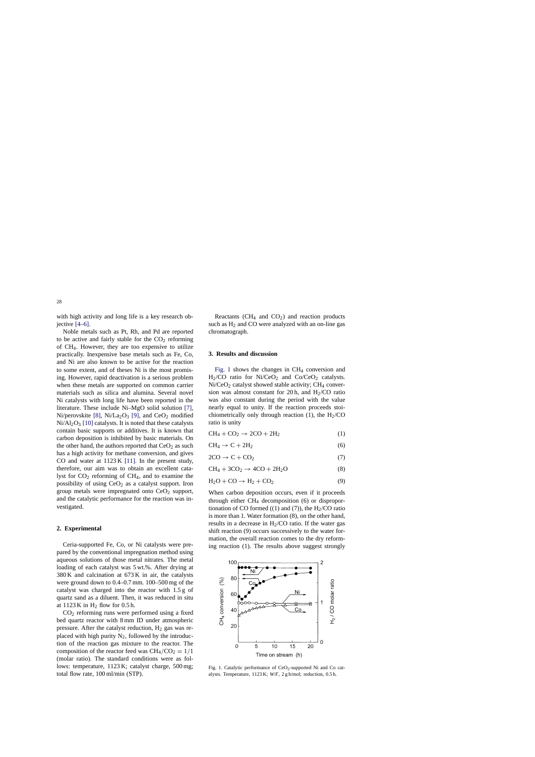with high activity and long life is a key research objective [4–6].

Noble metals such as Pt, Rh, and Pd are reported to be active and fairly stable for the $CO_2$ reforming of $CH_4$. However, they are too expensive to utilize practically. Inexpensive base metals such as Fe, Co, and Ni are also known to be active for the reaction to some extent, and of theses Ni is the most promising. However, rapid deactivation is a serious problem when these metals are supported on common carrier materials such as silica and alumina. Several novel Ni catalysts with long life have been reported in the literature. These include Ni–MgO solid solution [7], Ni/perovskite [8], Ni/$La_2O_3$ [9], and $CeO_2$ modified Ni/$Al_2O_3$ [10] catalysts. It is noted that these catalysts contain basic supports or additives. It is known that carbon deposition is inhibited by basic materials. On the other hand, the authors reported that $CeO_2$ as such has a high activity for methane conversion, and gives CO and water at 1123 K [11]. In the present study, therefore, our aim was to obtain an excellent catalyst for $CO_2$ reforming of $CH_4$, and to examine the possibility of using $CeO_2$ as a catalyst support. Iron group metals were impregnated onto $CeO_2$ support, and the catalytic performance for the reaction was investigated.

## 2. Experimental

Ceria-supported Fe, Co, or Ni catalysts were prepared by the conventional impregnation method using aqueous solutions of those metal nitrates. The metal loading of each catalyst was 5 wt.%. After drying at 380 K and calcination at 673 K in air, the catalysts were ground down to 0.4–0.7 mm. 100–500 mg of the catalyst was charged into the reactor with 1.5 g of quartz sand as a diluent. Then, it was reduced in situ at 1123 K in $H_2$ flow for 0.5 h.

$CO_2$ reforming runs were performed using a fixed bed quartz reactor with 8 mm ID under atmospheric pressure. After the catalyst reduction, $H_2$ gas was replaced with high purity $N_2$, followed by the introduction of the reaction gas mixture to the reactor. The composition of the reactor feed was $CH_4/CO_2 = 1/1$ (molar ratio). The standard conditions were as follows: temperature, 1123 K; catalyst charge, 500 mg; total flow rate, 100 ml/min (STP).

Reactants ($CH_4$ and $CO_2$) and reaction products such as $H_2$ and CO were analyzed with an on-line gas chromatograph.

## 3. Results and discussion

Fig. 1 shows the changes in $CH_4$ conversion and $H_2$/CO ratio for Ni/$CeO_2$ and Co/$CeO_2$ catalysts. Ni/$CeO_2$ catalyst showed stable activity; $CH_4$ conversion was almost constant for 20 h, and $H_2$/CO ratio was also constant during the period with the value nearly equal to unity. If the reaction proceeds stoichiometrically only through reaction (1), the $H_2$/CO ratio is unity

$$CH_4 + CO_2 \rightarrow 2CO + 2H_2 \quad (1)$$

$$CH_4 \rightarrow C + 2H_2 \quad (6)$$

$$2CO \rightarrow C + CO_2 \quad (7)$$

$$CH_4 + 3CO_2 \rightarrow 4CO + 2H_2O \quad (8)$$

$$H_2O + CO \rightarrow H_2 + CO_2 \quad (9)$$

When carbon deposition occurs, even if it proceeds through either $CH_4$ decomposition (6) or disproportionation of CO formed ((1) and (7)), the $H_2$/CO ratio is more than 1. Water formation (8), on the other hand, results in a decrease in $H_2$/CO ratio. If the water gas shift reaction (9) occurs successively to the water formation, the overall reaction comes to the dry reforming reaction (1). The results above suggest strongly

CH4 conversion (%)
H2 / CO molar ratio
Time on stream (h)
Ni
Co
Ni
Co
100
80
60
40
20
0
5
10
15
20
2
1
0

Fig. 1. Catalytic performance of $CeO_2$-supported Ni and Co catalysts. Temperature, 1123 K; *W*/*F*, 2 g h/mol; reduction, 0.5 h.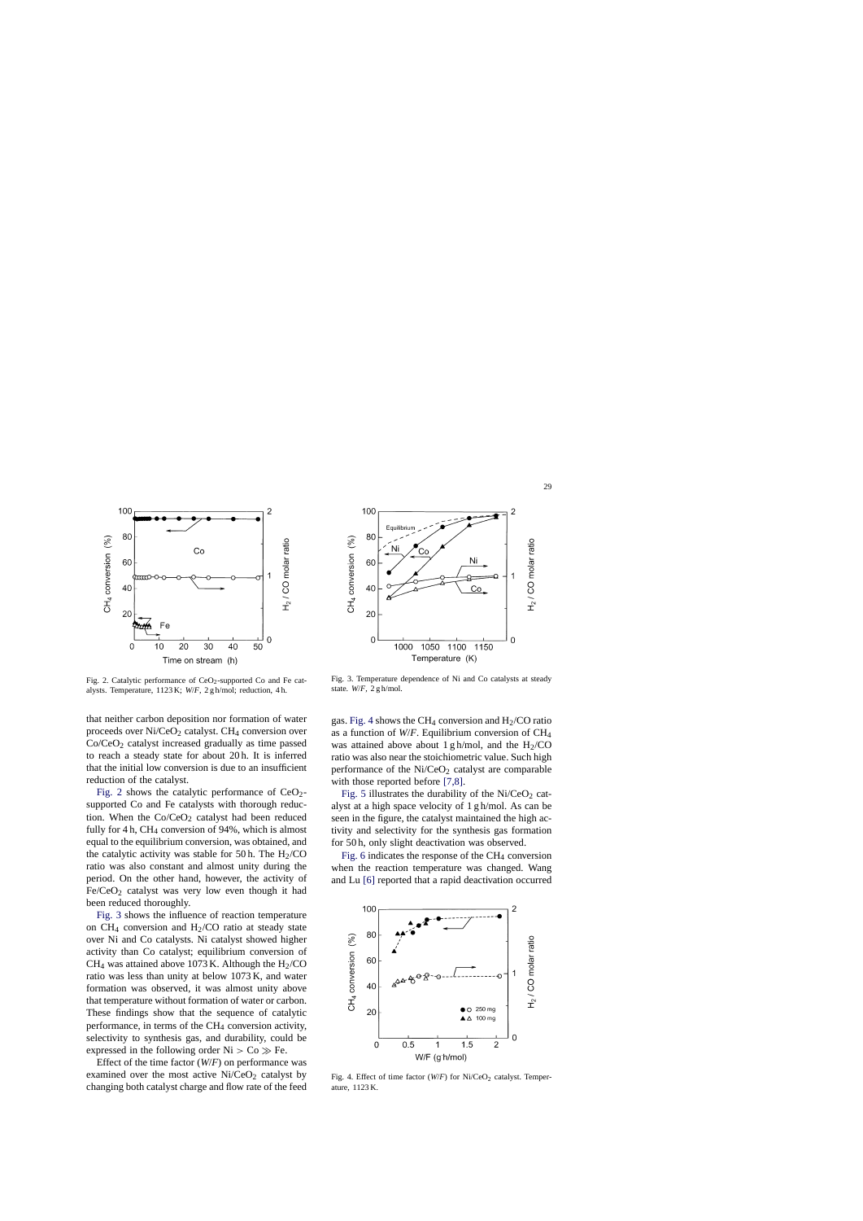100
80
60
40
20
0
2
1
0
0
10
20
30
40
50
Co
Fe
$CH_4$ conversion (%)
$H_2$ / CO molar ratio
Time on stream (h)

Fig. 2. Catalytic performance of $CeO_2$-supported Co and Fe catalysts. Temperature, 1123 K; *W/F*, 2 g h/mol; reduction, 4 h.

100
80
60
40
20
0
2
1
0
1000
1050
1100
1150
Equilibrium
Ni
Co
Ni
Co
$CH_4$ conversion (%)
$H_2$ / CO molar ratio
Temperature (K)

Fig. 3. Temperature dependence of Ni and Co catalysts at steady state. *W/F*, 2 g h/mol.

that neither carbon deposition nor formation of water proceeds over $Ni/CeO_2$ catalyst. $CH_4$ conversion over $Co/CeO_2$ catalyst increased gradually as time passed to reach a steady state for about 20 h. It is inferred that the initial low conversion is due to an insufficient reduction of the catalyst.

Fig. 2 shows the catalytic performance of $CeO_2$-supported Co and Fe catalysts with thorough reduction. When the $Co/CeO_2$ catalyst had been reduced fully for 4 h, $CH_4$ conversion of 94%, which is almost equal to the equilibrium conversion, was obtained, and the catalytic activity was stable for 50 h. The $H_2/CO$ ratio was also constant and almost unity during the period. On the other hand, however, the activity of $Fe/CeO_2$ catalyst was very low even though it had been reduced thoroughly.

Fig. 3 shows the influence of reaction temperature on $CH_4$ conversion and $H_2/CO$ ratio at steady state over Ni and Co catalysts. Ni catalyst showed higher activity than Co catalyst; equilibrium conversion of $CH_4$ was attained above 1073 K. Although the $H_2/CO$ ratio was less than unity at below 1073 K, and water formation was observed, it was almost unity above that temperature without formation of water or carbon. These findings show that the sequence of catalytic performance, in terms of the $CH_4$ conversion activity, selectivity to synthesis gas, and durability, could be expressed in the following order $Ni > Co \gg Fe$.

Effect of the time factor (*W/F*) on performance was examined over the most active $Ni/CeO_2$ catalyst by changing both catalyst charge and flow rate of the feed gas. Fig. 4 shows the $CH_4$ conversion and $H_2/CO$ ratio as a function of *W/F*. Equilibrium conversion of $CH_4$ was attained above about 1 g h/mol, and the $H_2/CO$ ratio was also near the stoichiometric value. Such high performance of the $Ni/CeO_2$ catalyst are comparable with those reported before [7,8].

Fig. 5 illustrates the durability of the $Ni/CeO_2$ catalyst at a high space velocity of 1 g h/mol. As can be seen in the figure, the catalyst maintained the high activity and selectivity for the synthesis gas formation for 50 h, only slight deactivation was observed.

Fig. 6 indicates the response of the $CH_4$ conversion when the reaction temperature was changed. Wang and Lu [6] reported that a rapid deactivation occurred

100
80
60
40
20
0
2
1
0
0.5
1
1.5
2
250 mg
100 mg
$CH_4$ conversion (%)
$H_2$ / CO molar ratio
W/F (g h/mol)

Fig. 4. Effect of time factor (*W/F*) for $Ni/CeO_2$ catalyst. Temperature, 1123 K.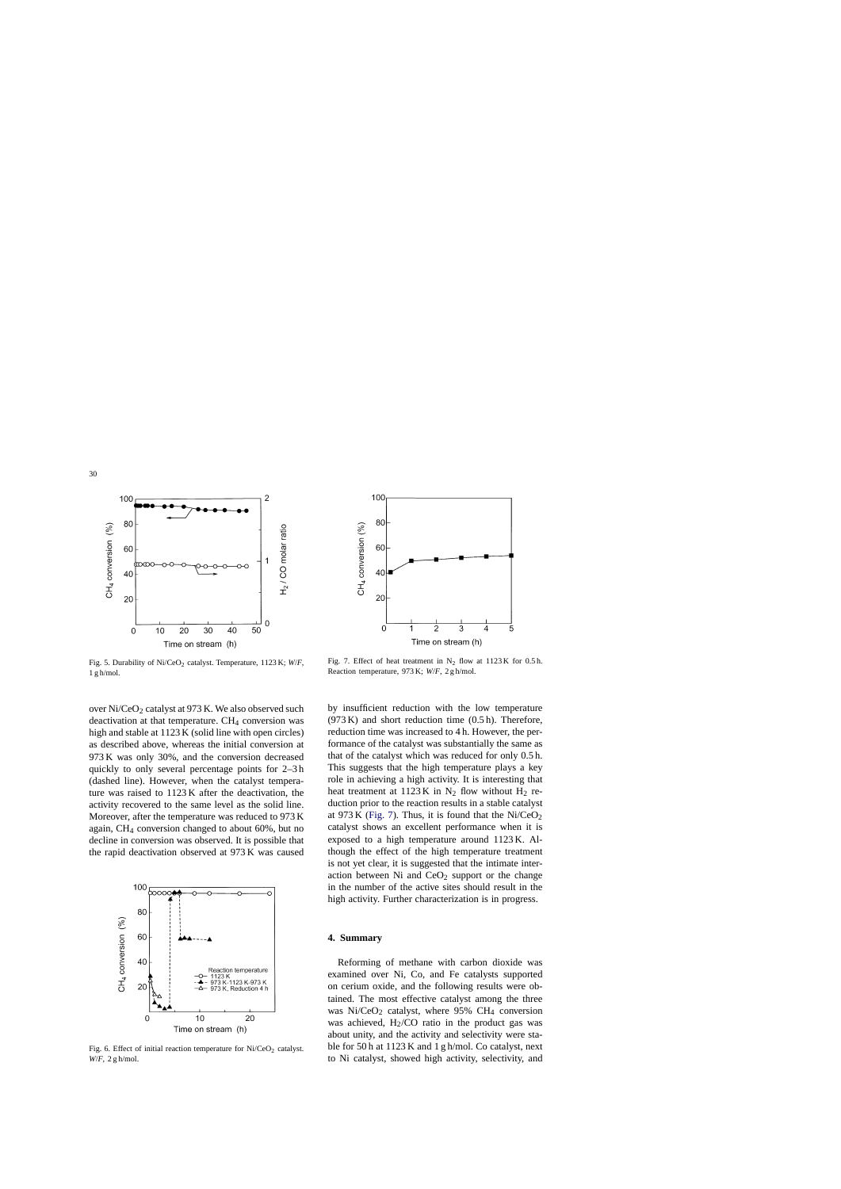100
80
60
40
20
0
CH4 conversion (%)
2
1
0
H2 / CO molar ratio
0 10 20 30 40 50
Time on stream (h)

Fig. 5. Durability of $Ni/CeO_2$ catalyst. Temperature, 1123 K; *W*/*F*, 1 g h/mol.

100
80
60
40
20
CH4 conversion (%)
0 1 2 3 4 5
Time on stream (h)

Fig. 7. Effect of heat treatment in $N_2$ flow at 1123 K for 0.5 h. Reaction temperature, 973 K; *W*/*F*, 2 g h/mol.

over $Ni/CeO_2$ catalyst at 973 K. We also observed such deactivation at that temperature. $CH_4$ conversion was high and stable at 1123 K (solid line with open circles) as described above, whereas the initial conversion at 973 K was only 30%, and the conversion decreased quickly to only several percentage points for 2–3 h (dashed line). However, when the catalyst temperature was raised to 1123 K after the deactivation, the activity recovered to the same level as the solid line. Moreover, after the temperature was reduced to 973 K again, $CH_4$ conversion changed to about 60%, but no decline in conversion was observed. It is possible that the rapid deactivation observed at 973 K was caused by insufficient reduction with the low temperature (973 K) and short reduction time (0.5 h). Therefore, reduction time was increased to 4 h. However, the performance of the catalyst was substantially the same as that of the catalyst which was reduced for only 0.5 h. This suggests that the high temperature plays a key role in achieving a high activity. It is interesting that heat treatment at 1123 K in $N_2$ flow without $H_2$ reduction prior to the reaction results in a stable catalyst at 973 K (Fig. 7). Thus, it is found that the $Ni/CeO_2$ catalyst shows an excellent performance when it is exposed to a high temperature around 1123 K. Although the effect of the high temperature treatment is not yet clear, it is suggested that the intimate interaction between Ni and $CeO_2$ support or the change in the number of the active sites should result in the high activity. Further characterization is in progress.

100
80
60
40
20
CH4 conversion (%)
0 10 20
Time on stream (h)
Reaction temperature
1123 K
973 K-1123 K-973 K
973 K, Reduction 4 h

Fig. 6. Effect of initial reaction temperature for $Ni/CeO_2$ catalyst. *W*/*F*, 2 g h/mol.

## 4. Summary

Reforming of methane with carbon dioxide was examined over Ni, Co, and Fe catalysts supported on cerium oxide, and the following results were obtained. The most effective catalyst among the three was $Ni/CeO_2$ catalyst, where 95% $CH_4$ conversion was achieved, $H_2/CO$ ratio in the product gas was about unity, and the activity and selectivity were stable for 50 h at 1123 K and 1 g h/mol. Co catalyst, next to Ni catalyst, showed high activity, selectivity, and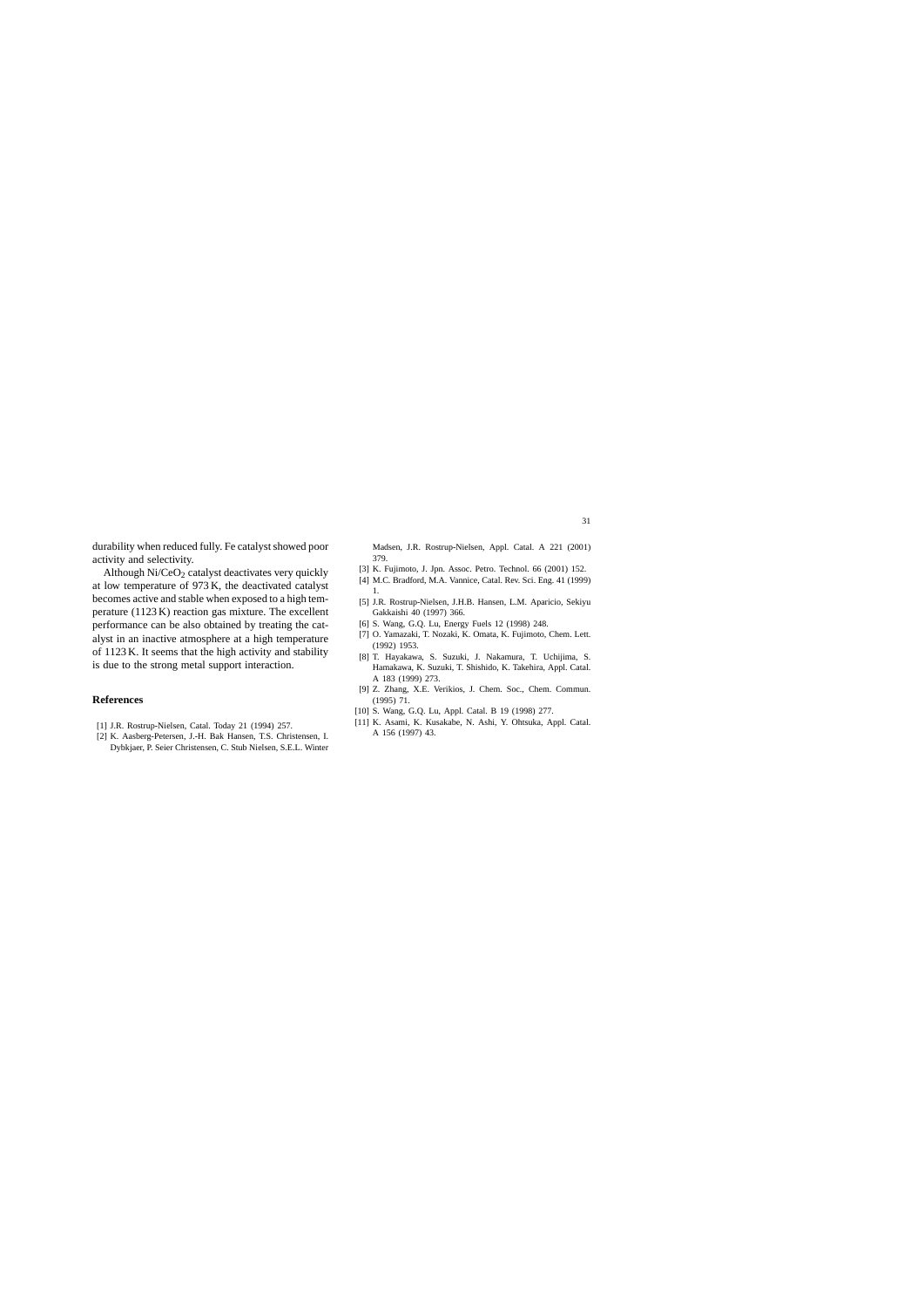durability when reduced fully. Fe catalyst showed poor activity and selectivity.

Although Ni/$CeO_2$ catalyst deactivates very quickly at low temperature of 973 K, the deactivated catalyst becomes active and stable when exposed to a high temperature (1123 K) reaction gas mixture. The excellent performance can be also obtained by treating the catalyst in an inactive atmosphere at a high temperature of 1123 K. It seems that the high activity and stability is due to the strong metal support interaction.

## References

[1] J.R. Rostrup-Nielsen, Catal. Today 21 (1994) 257.

[2] K. Aasberg-Petersen, J.-H. Bak Hansen, T.S. Christensen, I. Dybkjaer, P. Seier Christensen, C. Stub Nielsen, S.E.L. Winter Madsen, J.R. Rostrup-Nielsen, Appl. Catal. A 221 (2001) 379.

[3] K. Fujimoto, J. Jpn. Assoc. Petro. Technol. 66 (2001) 152.

[4] M.C. Bradford, M.A. Vannice, Catal. Rev. Sci. Eng. 41 (1999) 1.

[5] J.R. Rostrup-Nielsen, J.H.B. Hansen, L.M. Aparicio, Sekiyu Gakkaishi 40 (1997) 366.

[6] S. Wang, G.Q. Lu, Energy Fuels 12 (1998) 248.

[7] O. Yamazaki, T. Nozaki, K. Omata, K. Fujimoto, Chem. Lett. (1992) 1953.

[8] T. Hayakawa, S. Suzuki, J. Nakamura, T. Uchijima, S. Hamakawa, K. Suzuki, T. Shishido, K. Takehira, Appl. Catal. A 183 (1999) 273.

[9] Z. Zhang, X.E. Verikios, J. Chem. Soc., Chem. Commun. (1995) 71.

[10] S. Wang, G.Q. Lu, Appl. Catal. B 19 (1998) 277.

[11] K. Asami, K. Kusakabe, N. Ashi, Y. Ohtsuka, Appl. Catal. A 156 (1997) 43.